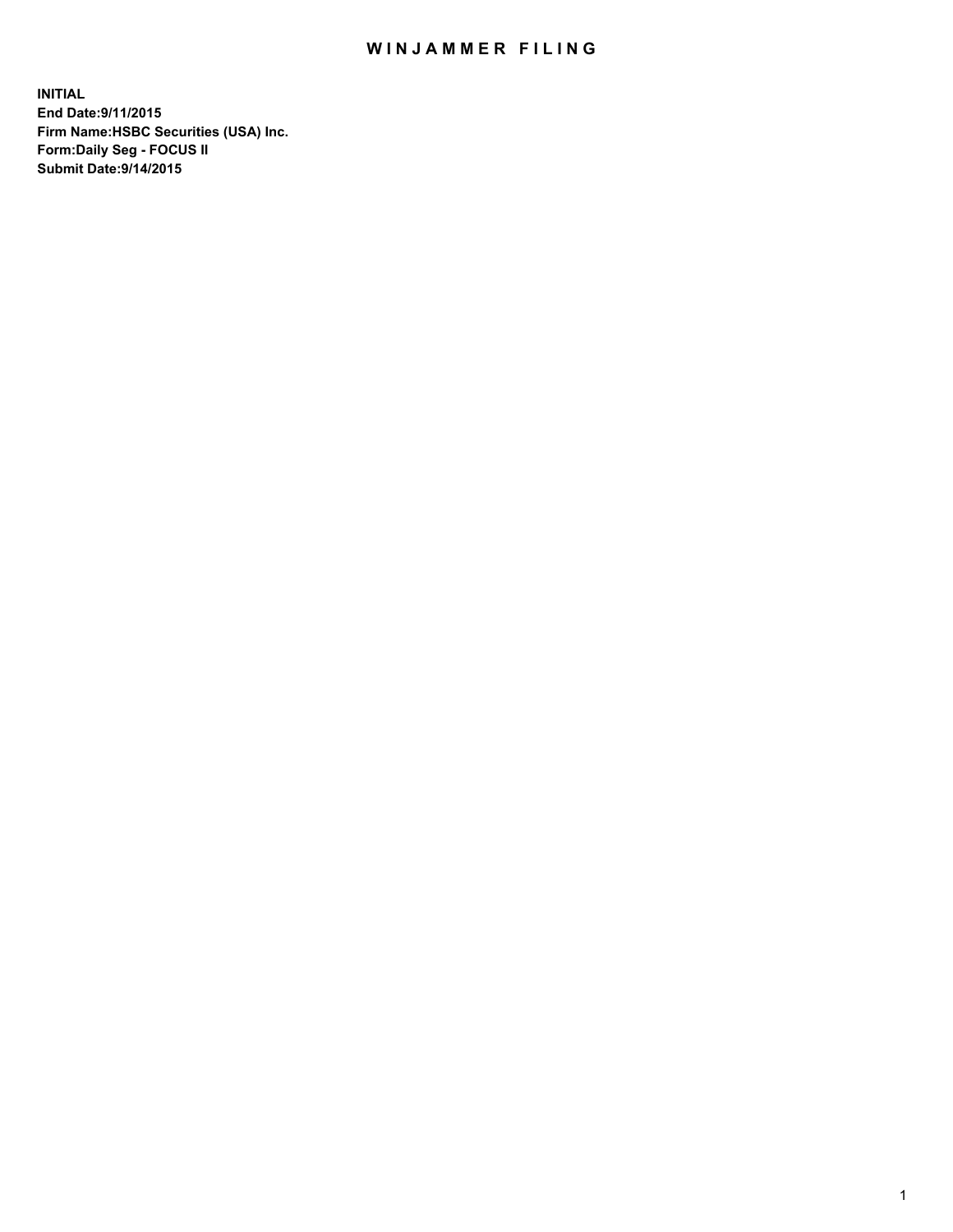# WINJAMMER FILING

**INITIAL**
**End Date:9/11/2015**
**Firm Name:HSBC Securities (USA) Inc.**
**Form:Daily Seg - FOCUS II**
**Submit Date:9/14/2015**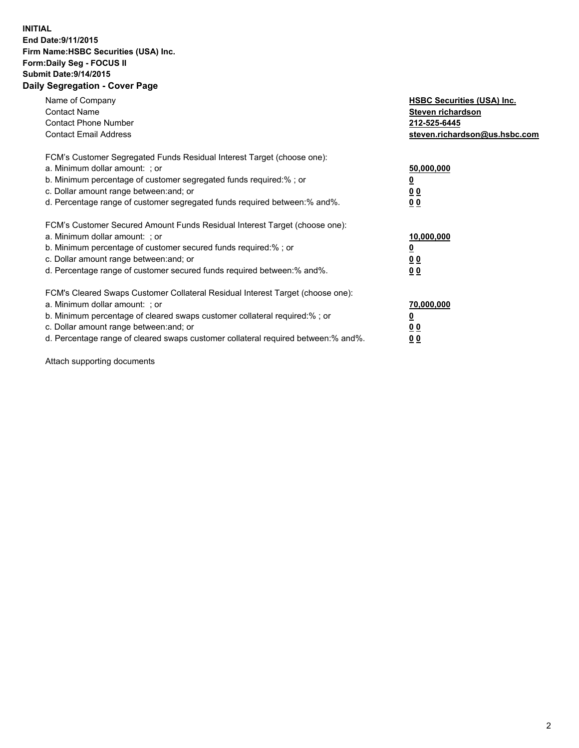**INITIAL**
**End Date:9/11/2015**
**Firm Name:HSBC Securities (USA) Inc.**
**Form:Daily Seg - FOCUS II**
**Submit Date:9/14/2015**

## Daily Segregation - Cover Page

| | |
|---|---|
| Name of Company | **HSBC Securities (USA) Inc.** |
| Contact Name | **Steven richardson** |
| Contact Phone Number | **212-525-6445** |
| Contact Email Address | **steven.richardson@us.hsbc.com** |

| | |
|---|---|
| FCM's Customer Segregated Funds Residual Interest Target (choose one): | |
| a. Minimum dollar amount: ; or | **50,000,000** |
| b. Minimum percentage of customer segregated funds required:% ; or | **0** |
| c. Dollar amount range between:and; or | **0 0** |
| d. Percentage range of customer segregated funds required between:% and%. | **0 0** |
| FCM's Customer Secured Amount Funds Residual Interest Target (choose one): | |
| a. Minimum dollar amount: ; or | **10,000,000** |
| b. Minimum percentage of customer secured funds required:% ; or | **0** |
| c. Dollar amount range between:and; or | **0 0** |
| d. Percentage range of customer secured funds required between:% and%. | **0 0** |
| FCM's Cleared Swaps Customer Collateral Residual Interest Target (choose one): | |
| a. Minimum dollar amount: ; or | **70,000,000** |
| b. Minimum percentage of cleared swaps customer collateral required:% ; or | **0** |
| c. Dollar amount range between:and; or | **0 0** |
| d. Percentage range of cleared swaps customer collateral required between:% and%. | **0 0** |

Attach supporting documents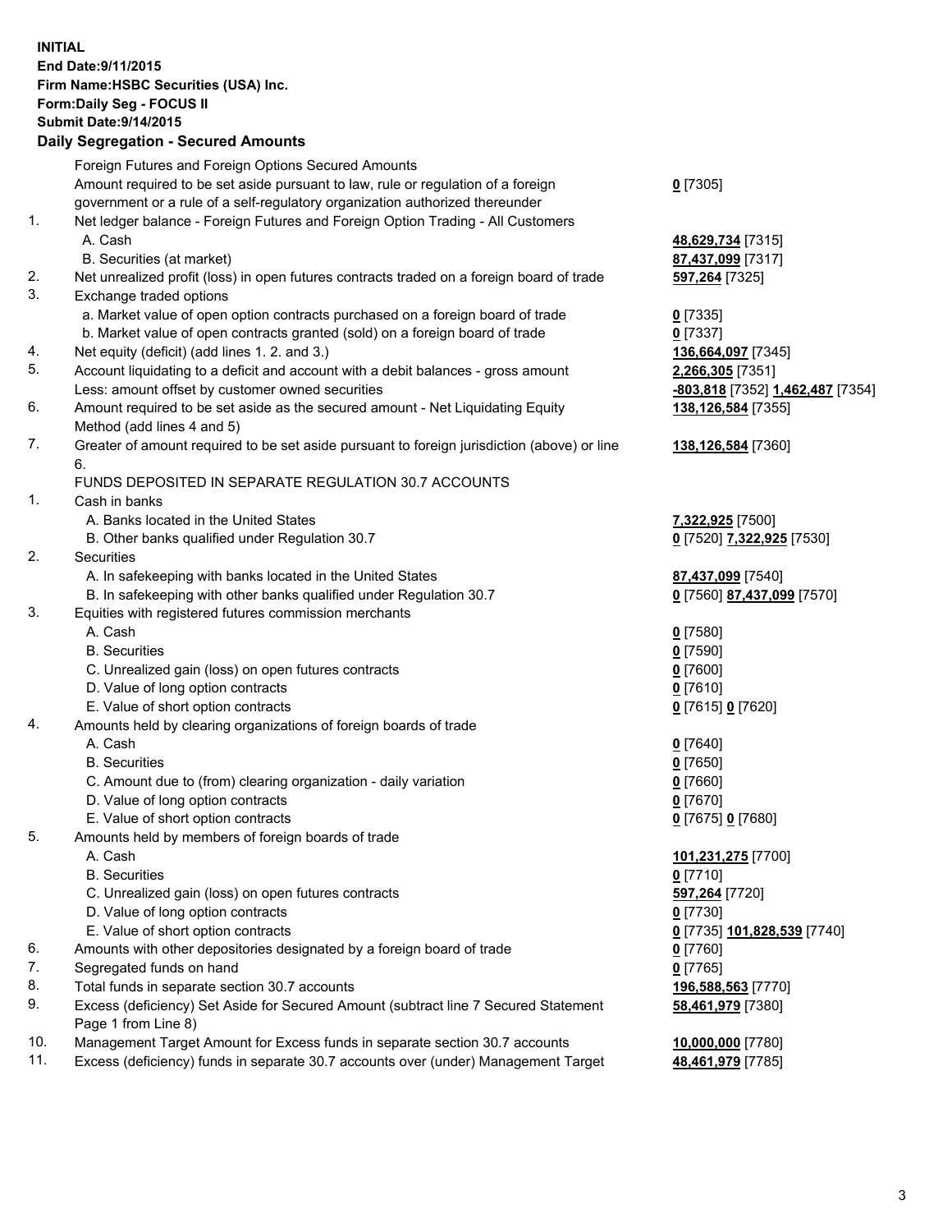**INITIAL**
**End Date:9/11/2015**
**Firm Name:HSBC Securities (USA) Inc.**
**Form:Daily Seg - FOCUS II**
**Submit Date:9/14/2015**

## Daily Segregation - Secured Amounts

| | | |
|---|---|---|
| | Foreign Futures and Foreign Options Secured Amounts | |
| | Amount required to be set aside pursuant to law, rule or regulation of a foreign government or a rule of a self-regulatory organization authorized thereunder | **0** [7305] |
| 1. | Net ledger balance - Foreign Futures and Foreign Option Trading - All Customers | |
| | A. Cash | **48,629,734** [7315] |
| | B. Securities (at market) | **87,437,099** [7317] |
| 2. | Net unrealized profit (loss) in open futures contracts traded on a foreign board of trade | **597,264** [7325] |
| 3. | Exchange traded options | |
| | a. Market value of open option contracts purchased on a foreign board of trade | **0** [7335] |
| | b. Market value of open contracts granted (sold) on a foreign board of trade | **0** [7337] |
| 4. | Net equity (deficit) (add lines 1. 2. and 3.) | **136,664,097** [7345] |
| 5. | Account liquidating to a deficit and account with a debit balances - gross amount | **2,266,305** [7351] |
| | Less: amount offset by customer owned securities | **-803,818** [7352] **1,462,487** [7354] |
| 6. | Amount required to be set aside as the secured amount - Net Liquidating Equity Method (add lines 4 and 5) | **138,126,584** [7355] |
| 7. | Greater of amount required to be set aside pursuant to foreign jurisdiction (above) or line 6. | **138,126,584** [7360] |
| | FUNDS DEPOSITED IN SEPARATE REGULATION 30.7 ACCOUNTS | |
| 1. | Cash in banks | |
| | A. Banks located in the United States | **7,322,925** [7500] |
| | B. Other banks qualified under Regulation 30.7 | **0** [7520] **7,322,925** [7530] |
| 2. | Securities | |
| | A. In safekeeping with banks located in the United States | **87,437,099** [7540] |
| | B. In safekeeping with other banks qualified under Regulation 30.7 | **0** [7560] **87,437,099** [7570] |
| 3. | Equities with registered futures commission merchants | |
| | A. Cash | **0** [7580] |
| | B. Securities | **0** [7590] |
| | C. Unrealized gain (loss) on open futures contracts | **0** [7600] |
| | D. Value of long option contracts | **0** [7610] |
| | E. Value of short option contracts | **0** [7615] **0** [7620] |
| 4. | Amounts held by clearing organizations of foreign boards of trade | |
| | A. Cash | **0** [7640] |
| | B. Securities | **0** [7650] |
| | C. Amount due to (from) clearing organization - daily variation | **0** [7660] |
| | D. Value of long option contracts | **0** [7670] |
| | E. Value of short option contracts | **0** [7675] **0** [7680] |
| 5. | Amounts held by members of foreign boards of trade | |
| | A. Cash | **101,231,275** [7700] |
| | B. Securities | **0** [7710] |
| | C. Unrealized gain (loss) on open futures contracts | **597,264** [7720] |
| | D. Value of long option contracts | **0** [7730] |
| | E. Value of short option contracts | **0** [7735] **101,828,539** [7740] |
| 6. | Amounts with other depositories designated by a foreign board of trade | **0** [7760] |
| 7. | Segregated funds on hand | **0** [7765] |
| 8. | Total funds in separate section 30.7 accounts | **196,588,563** [7770] |
| 9. | Excess (deficiency) Set Aside for Secured Amount (subtract line 7 Secured Statement Page 1 from Line 8) | **58,461,979** [7380] |
| 10. | Management Target Amount for Excess funds in separate section 30.7 accounts | **10,000,000** [7780] |
| 11. | Excess (deficiency) funds in separate 30.7 accounts over (under) Management Target | **48,461,979** [7785] |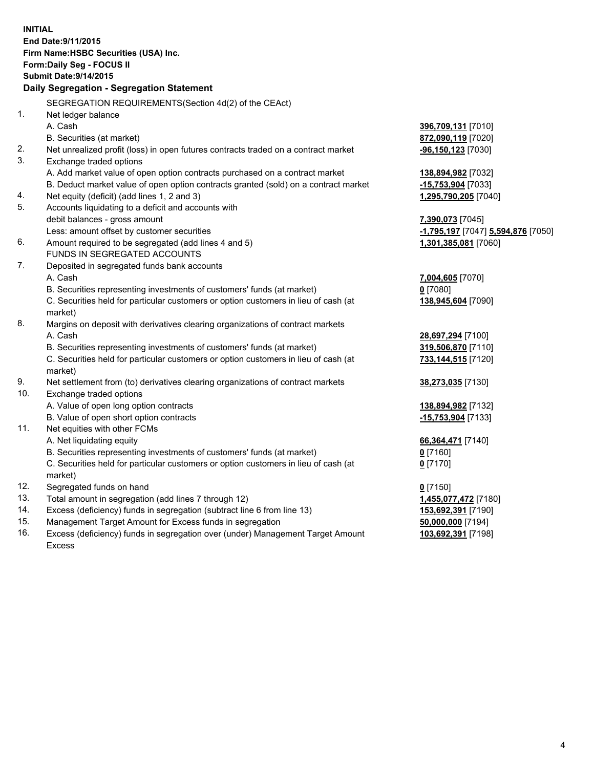**INITIAL**
**End Date:9/11/2015**
**Firm Name:HSBC Securities (USA) Inc.**
**Form:Daily Seg - FOCUS II**
**Submit Date:9/14/2015**

## Daily Segregation - Segregation Statement

SEGREGATION REQUIREMENTS(Section 4d(2) of the CEAct)

| | | |
|---|---|---|
| 1. | Net ledger balance | |
| | A. Cash | 396,709,131 [7010] |
| | B. Securities (at market) | 872,090,119 [7020] |
| 2. | Net unrealized profit (loss) in open futures contracts traded on a contract market | -96,150,123 [7030] |
| 3. | Exchange traded options | |
| | A. Add market value of open option contracts purchased on a contract market | 138,894,982 [7032] |
| | B. Deduct market value of open option contracts granted (sold) on a contract market | -15,753,904 [7033] |
| 4. | Net equity (deficit) (add lines 1, 2 and 3) | 1,295,790,205 [7040] |
| 5. | Accounts liquidating to a deficit and accounts with debit balances - gross amount | 7,390,073 [7045] |
| | Less: amount offset by customer securities | -1,795,197 [7047] 5,594,876 [7050] |
| 6. | Amount required to be segregated (add lines 4 and 5) | 1,301,385,081 [7060] |
| | FUNDS IN SEGREGATED ACCOUNTS | |
| 7. | Deposited in segregated funds bank accounts | |
| | A. Cash | 7,004,605 [7070] |
| | B. Securities representing investments of customers' funds (at market) | 0 [7080] |
| | C. Securities held for particular customers or option customers in lieu of cash (at market) | 138,945,604 [7090] |
| 8. | Margins on deposit with derivatives clearing organizations of contract markets | |
| | A. Cash | 28,697,294 [7100] |
| | B. Securities representing investments of customers' funds (at market) | 319,506,870 [7110] |
| | C. Securities held for particular customers or option customers in lieu of cash (at market) | 733,144,515 [7120] |
| 9. | Net settlement from (to) derivatives clearing organizations of contract markets | 38,273,035 [7130] |
| 10. | Exchange traded options | |
| | A. Value of open long option contracts | 138,894,982 [7132] |
| | B. Value of open short option contracts | -15,753,904 [7133] |
| 11. | Net equities with other FCMs | |
| | A. Net liquidating equity | 66,364,471 [7140] |
| | B. Securities representing investments of customers' funds (at market) | 0 [7160] |
| | C. Securities held for particular customers or option customers in lieu of cash (at market) | 0 [7170] |
| 12. | Segregated funds on hand | 0 [7150] |
| 13. | Total amount in segregation (add lines 7 through 12) | 1,455,077,472 [7180] |
| 14. | Excess (deficiency) funds in segregation (subtract line 6 from line 13) | 153,692,391 [7190] |
| 15. | Management Target Amount for Excess funds in segregation | 50,000,000 [7194] |
| 16. | Excess (deficiency) funds in segregation over (under) Management Target Amount Excess | 103,692,391 [7198] |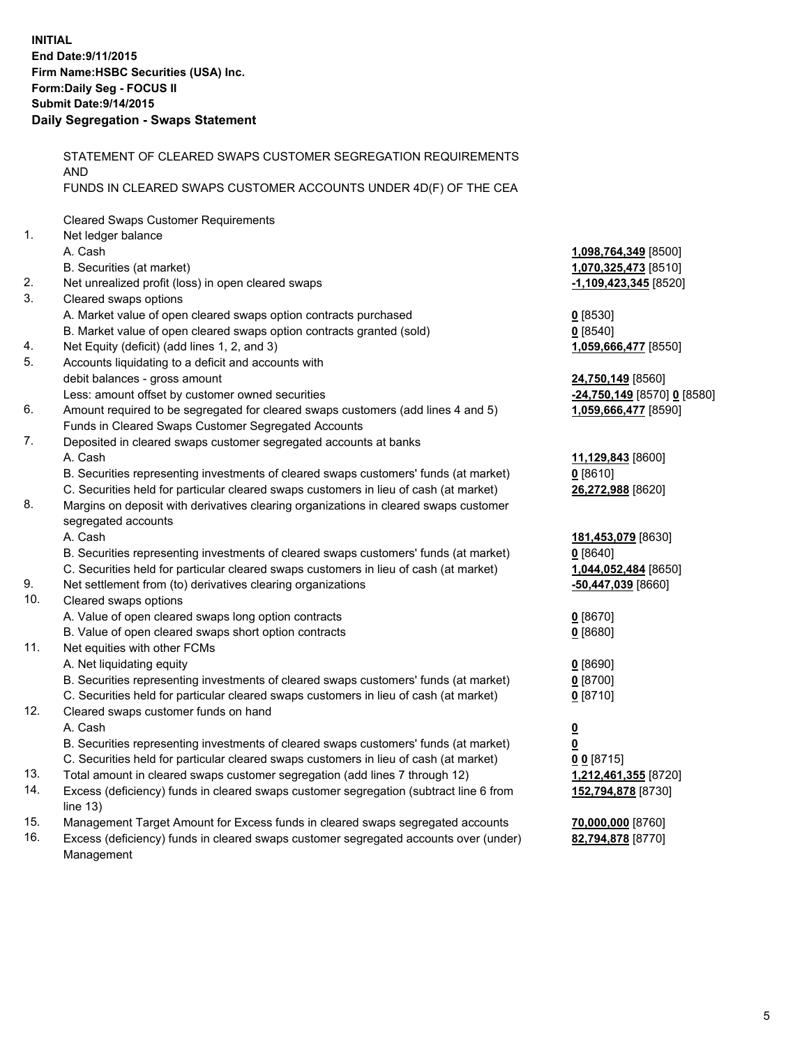**INITIAL**
**End Date:9/11/2015**
**Firm Name:HSBC Securities (USA) Inc.**
**Form:Daily Seg - FOCUS II**
**Submit Date:9/14/2015**
**Daily Segregation - Swaps Statement**

STATEMENT OF CLEARED SWAPS CUSTOMER SEGREGATION REQUIREMENTS AND FUNDS IN CLEARED SWAPS CUSTOMER ACCOUNTS UNDER 4D(F) OF THE CEA

| | | |
|---|---|---|
| | Cleared Swaps Customer Requirements | |
| 1. | Net ledger balance | |
| | A. Cash | **1,098,764,349** [8500] |
| | B. Securities (at market) | **1,070,325,473** [8510] |
| 2. | Net unrealized profit (loss) in open cleared swaps | **-1,109,423,345** [8520] |
| 3. | Cleared swaps options | |
| | A. Market value of open cleared swaps option contracts purchased | **0** [8530] |
| | B. Market value of open cleared swaps option contracts granted (sold) | **0** [8540] |
| 4. | Net Equity (deficit) (add lines 1, 2, and 3) | **1,059,666,477** [8550] |
| 5. | Accounts liquidating to a deficit and accounts with debit balances - gross amount | **24,750,149** [8560] |
| | Less: amount offset by customer owned securities | **-24,750,149** [8570] **0** [8580] |
| 6. | Amount required to be segregated for cleared swaps customers (add lines 4 and 5) | **1,059,666,477** [8590] |
| | Funds in Cleared Swaps Customer Segregated Accounts | |
| 7. | Deposited in cleared swaps customer segregated accounts at banks | |
| | A. Cash | **11,129,843** [8600] |
| | B. Securities representing investments of cleared swaps customers' funds (at market) | **0** [8610] |
| | C. Securities held for particular cleared swaps customers in lieu of cash (at market) | **26,272,988** [8620] |
| 8. | Margins on deposit with derivatives clearing organizations in cleared swaps customer segregated accounts | |
| | A. Cash | **181,453,079** [8630] |
| | B. Securities representing investments of cleared swaps customers' funds (at market) | **0** [8640] |
| | C. Securities held for particular cleared swaps customers in lieu of cash (at market) | **1,044,052,484** [8650] |
| 9. | Net settlement from (to) derivatives clearing organizations | **-50,447,039** [8660] |
| 10. | Cleared swaps options | |
| | A. Value of open cleared swaps long option contracts | **0** [8670] |
| | B. Value of open cleared swaps short option contracts | **0** [8680] |
| 11. | Net equities with other FCMs | |
| | A. Net liquidating equity | **0** [8690] |
| | B. Securities representing investments of cleared swaps customers' funds (at market) | **0** [8700] |
| | C. Securities held for particular cleared swaps customers in lieu of cash (at market) | **0** [8710] |
| 12. | Cleared swaps customer funds on hand | |
| | A. Cash | **0** |
| | B. Securities representing investments of cleared swaps customers' funds (at market) | **0** |
| | C. Securities held for particular cleared swaps customers in lieu of cash (at market) | **0** **0** [8715] |
| 13. | Total amount in cleared swaps customer segregation (add lines 7 through 12) | **1,212,461,355** [8720] |
| 14. | Excess (deficiency) funds in cleared swaps customer segregation (subtract line 6 from line 13) | **152,794,878** [8730] |
| 15. | Management Target Amount for Excess funds in cleared swaps segregated accounts | **70,000,000** [8760] |
| 16. | Excess (deficiency) funds in cleared swaps customer segregated accounts over (under) Management | **82,794,878** [8770] |